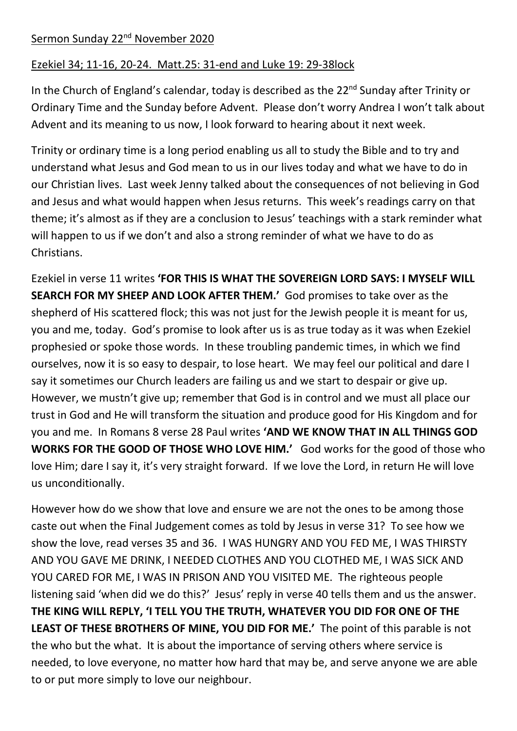Sermon Sunday 22nd November 2020

Ezekiel 34; 11-16, 20-24. Matt.25: 31-end and Luke 19: 29-38lock

In the Church of England's calendar, today is described as the 22nd Sunday after Trinity or Ordinary Time and the Sunday before Advent. Please don't worry Andrea I won't talk about Advent and its meaning to us now, I look forward to hearing about it next week.

Trinity or ordinary time is a long period enabling us all to study the Bible and to try and understand what Jesus and God mean to us in our lives today and what we have to do in our Christian lives. Last week Jenny talked about the consequences of not believing in God and Jesus and what would happen when Jesus returns. This week's readings carry on that theme; it's almost as if they are a conclusion to Jesus' teachings with a stark reminder what will happen to us if we don't and also a strong reminder of what we have to do as Christians.

Ezekiel in verse 11 writes **'FOR THIS IS WHAT THE SOVEREIGN LORD SAYS: I MYSELF WILL SEARCH FOR MY SHEEP AND LOOK AFTER THEM.'** God promises to take over as the shepherd of His scattered flock; this was not just for the Jewish people it is meant for us, you and me, today. God's promise to look after us is as true today as it was when Ezekiel prophesied or spoke those words. In these troubling pandemic times, in which we find ourselves, now it is so easy to despair, to lose heart. We may feel our political and dare I say it sometimes our Church leaders are failing us and we start to despair or give up. However, we mustn't give up; remember that God is in control and we must all place our trust in God and He will transform the situation and produce good for His Kingdom and for you and me. In Romans 8 verse 28 Paul writes **'AND WE KNOW THAT IN ALL THINGS GOD WORKS FOR THE GOOD OF THOSE WHO LOVE HIM.'** God works for the good of those who love Him; dare I say it, it's very straight forward. If we love the Lord, in return He will love us unconditionally.

However how do we show that love and ensure we are not the ones to be among those caste out when the Final Judgement comes as told by Jesus in verse 31? To see how we show the love, read verses 35 and 36. I WAS HUNGRY AND YOU FED ME, I WAS THIRSTY AND YOU GAVE ME DRINK, I NEEDED CLOTHES AND YOU CLOTHED ME, I WAS SICK AND YOU CARED FOR ME, I WAS IN PRISON AND YOU VISITED ME. The righteous people listening said 'when did we do this?' Jesus' reply in verse 40 tells them and us the answer. **THE KING WILL REPLY, 'I TELL YOU THE TRUTH, WHATEVER YOU DID FOR ONE OF THE LEAST OF THESE BROTHERS OF MINE, YOU DID FOR ME.'** The point of this parable is not the who but the what. It is about the importance of serving others where service is needed, to love everyone, no matter how hard that may be, and serve anyone we are able to or put more simply to love our neighbour.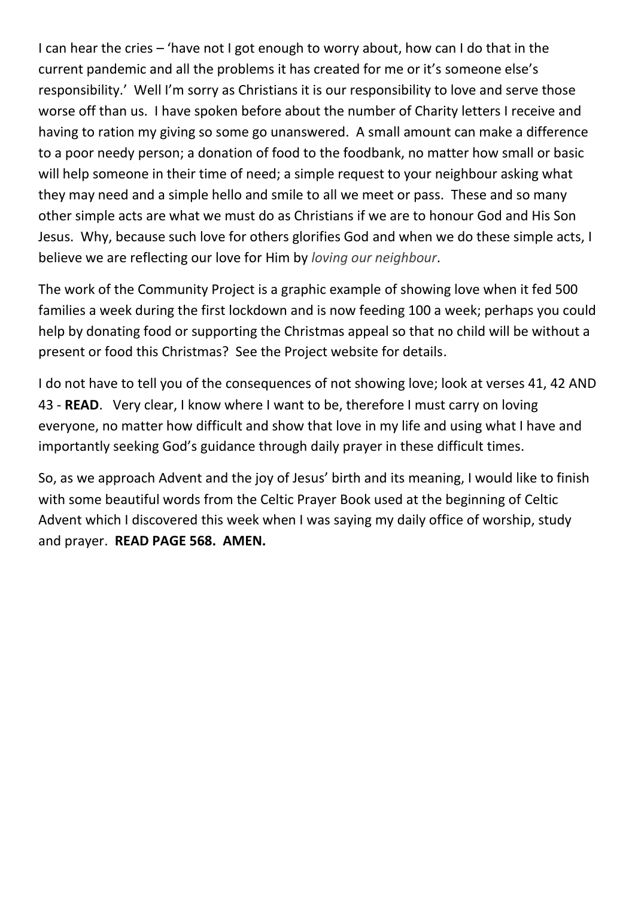I can hear the cries – 'have not I got enough to worry about, how can I do that in the current pandemic and all the problems it has created for me or it's someone else's responsibility.' Well I'm sorry as Christians it is our responsibility to love and serve those worse off than us. I have spoken before about the number of Charity letters I receive and having to ration my giving so some go unanswered. A small amount can make a difference to a poor needy person; a donation of food to the foodbank, no matter how small or basic will help someone in their time of need; a simple request to your neighbour asking what they may need and a simple hello and smile to all we meet or pass. These and so many other simple acts are what we must do as Christians if we are to honour God and His Son Jesus. Why, because such love for others glorifies God and when we do these simple acts, I believe we are reflecting our love for Him by *loving our neighbour*.

The work of the Community Project is a graphic example of showing love when it fed 500 families a week during the first lockdown and is now feeding 100 a week; perhaps you could help by donating food or supporting the Christmas appeal so that no child will be without a present or food this Christmas? See the Project website for details.

I do not have to tell you of the consequences of not showing love; look at verses 41, 42 AND 43 - **READ**. Very clear, I know where I want to be, therefore I must carry on loving everyone, no matter how difficult and show that love in my life and using what I have and importantly seeking God's guidance through daily prayer in these difficult times.

So, as we approach Advent and the joy of Jesus' birth and its meaning, I would like to finish with some beautiful words from the Celtic Prayer Book used at the beginning of Celtic Advent which I discovered this week when I was saying my daily office of worship, study and prayer. **READ PAGE 568. AMEN.**